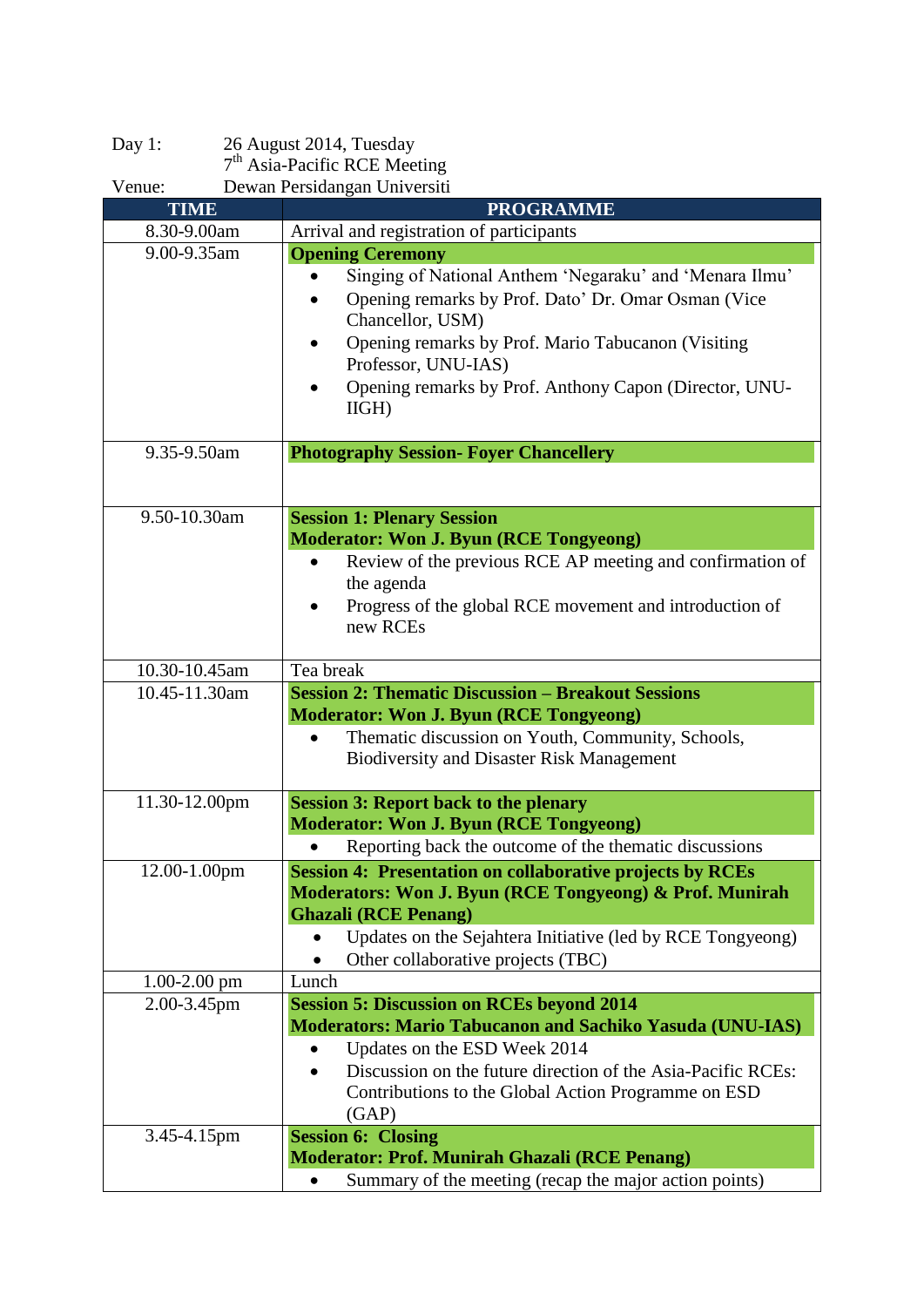Day 1: 26 August 2014, Tuesday
7th Asia-Pacific RCE Meeting

Venue: Dewan Persidangan Universiti

| TIME | PROGRAMME |
|---|---|
| 8.30-9.00am | Arrival and registration of participants |
| 9.00-9.35am | **Opening Ceremony**<br>• Singing of National Anthem 'Negaraku' and 'Menara Ilmu'<br>• Opening remarks by Prof. Dato' Dr. Omar Osman (Vice Chancellor, USM)<br>• Opening remarks by Prof. Mario Tabucanon (Visiting Professor, UNU-IAS)<br>• Opening remarks by Prof. Anthony Capon (Director, UNU-IIGH) |
| 9.35-9.50am | **Photography Session- Foyer Chancellery** |
| 9.50-10.30am | **Session 1: Plenary Session**<br>**Moderator: Won J. Byun (RCE Tongyeong)**<br>• Review of the previous RCE AP meeting and confirmation of the agenda<br>• Progress of the global RCE movement and introduction of new RCEs |
| 10.30-10.45am | Tea break |
| 10.45-11.30am | **Session 2: Thematic Discussion – Breakout Sessions**<br>**Moderator: Won J. Byun (RCE Tongyeong)**<br>• Thematic discussion on Youth, Community, Schools, Biodiversity and Disaster Risk Management |
| 11.30-12.00pm | **Session 3: Report back to the plenary**<br>**Moderator: Won J. Byun (RCE Tongyeong)**<br>• Reporting back the outcome of the thematic discussions |
| 12.00-1.00pm | **Session 4: Presentation on collaborative projects by RCEs**<br>**Moderators: Won J. Byun (RCE Tongyeong) & Prof. Munirah Ghazali (RCE Penang)**<br>• Updates on the Sejahtera Initiative (led by RCE Tongyeong)<br>• Other collaborative projects (TBC) |
| 1.00-2.00 pm | Lunch |
| 2.00-3.45pm | **Session 5: Discussion on RCEs beyond 2014**<br>**Moderators: Mario Tabucanon and Sachiko Yasuda (UNU-IAS)**<br>• Updates on the ESD Week 2014<br>• Discussion on the future direction of the Asia-Pacific RCEs: Contributions to the Global Action Programme on ESD (GAP) |
| 3.45-4.15pm | **Session 6: Closing**<br>**Moderator: Prof. Munirah Ghazali (RCE Penang)**<br>• Summary of the meeting (recap the major action points) |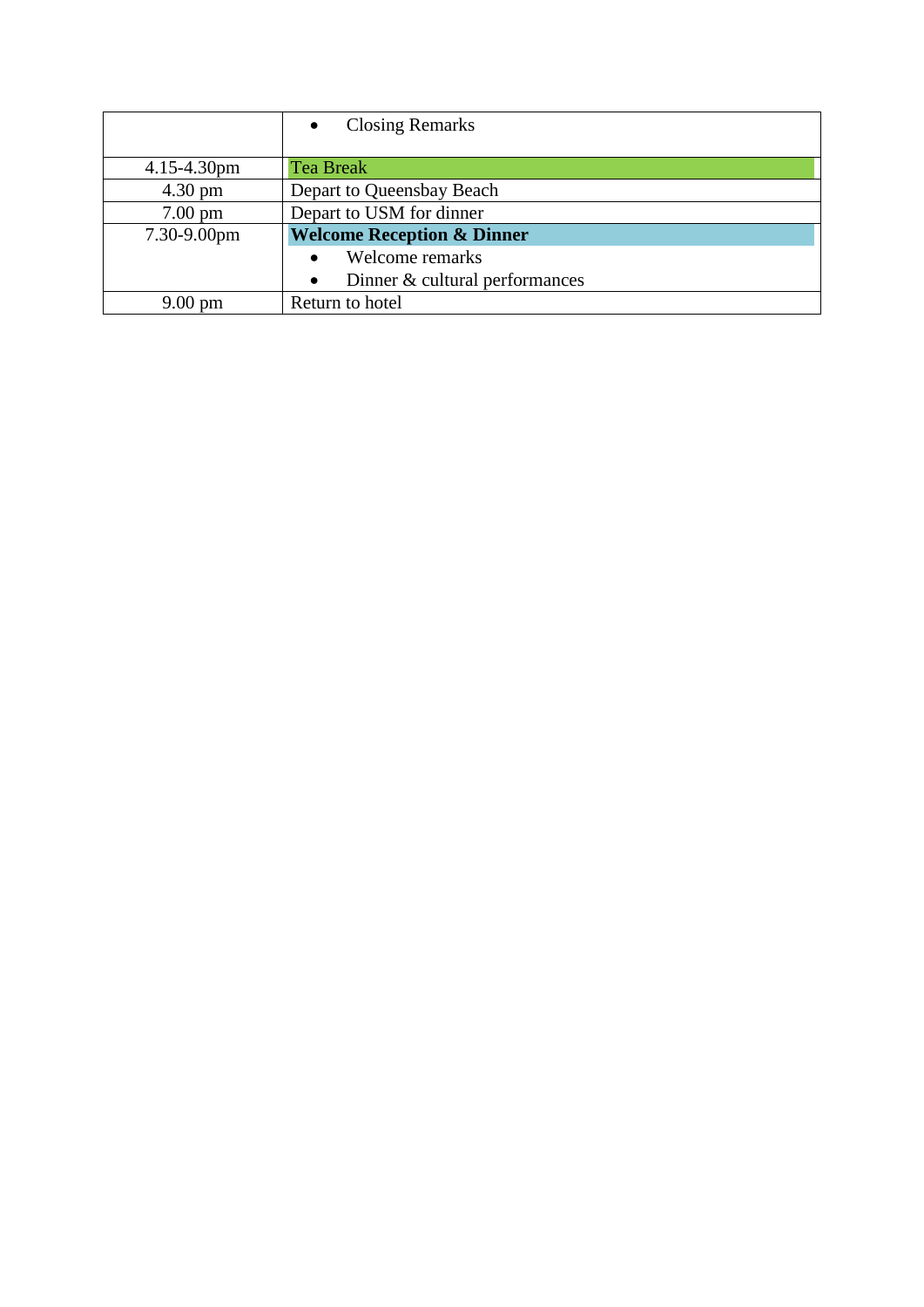| | |
|---|---|
| | • Closing Remarks |
| 4.15-4.30pm | Tea Break |
| 4.30 pm | Depart to Queensbay Beach |
| 7.00 pm | Depart to USM for dinner |
| 7.30-9.00pm | **Welcome Reception & Dinner**<br>• Welcome remarks<br>• Dinner & cultural performances |
| 9.00 pm | Return to hotel |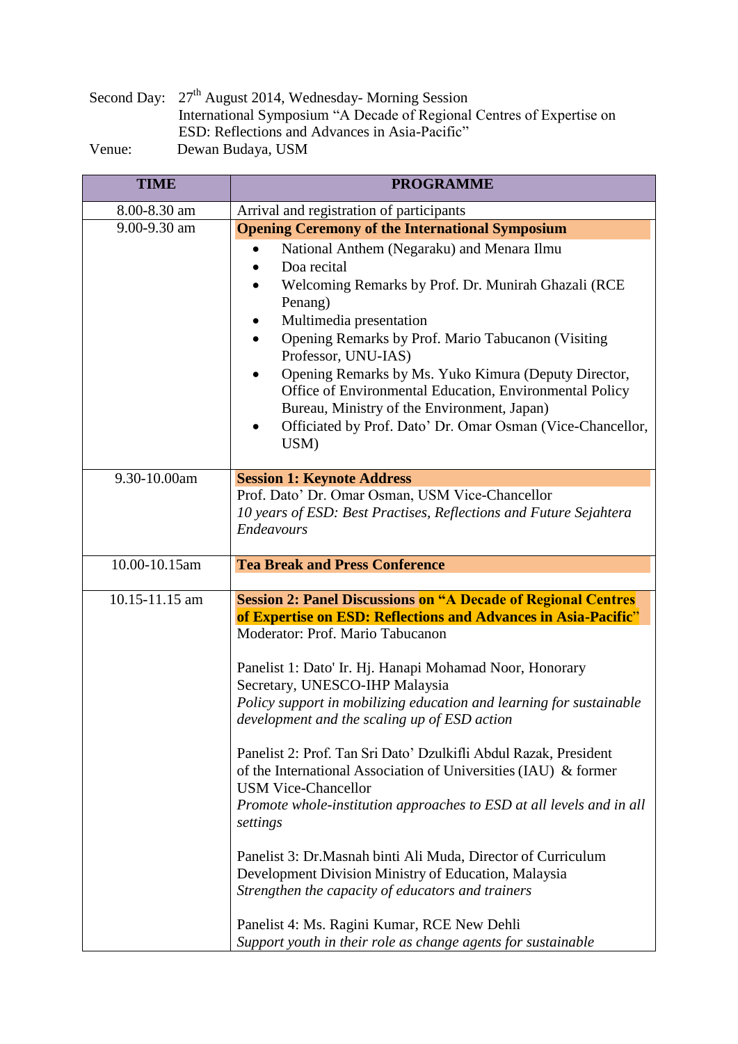Second Day: 27th August 2014, Wednesday- Morning Session
International Symposium "A Decade of Regional Centres of Expertise on ESD: Reflections and Advances in Asia-Pacific"
Venue: Dewan Budaya, USM

| TIME | PROGRAMME |
|---|---|
| 8.00-8.30 am | Arrival and registration of participants |
| 9.00-9.30 am | **Opening Ceremony of the International Symposium**<br>• National Anthem (Negaraku) and Menara Ilmu<br>• Doa recital<br>• Welcoming Remarks by Prof. Dr. Munirah Ghazali (RCE Penang)<br>• Multimedia presentation<br>• Opening Remarks by Prof. Mario Tabucanon (Visiting Professor, UNU-IAS)<br>• Opening Remarks by Ms. Yuko Kimura (Deputy Director, Office of Environmental Education, Environmental Policy Bureau, Ministry of the Environment, Japan)<br>• Officiated by Prof. Dato' Dr. Omar Osman (Vice-Chancellor, USM) |
| 9.30-10.00am | **Session 1: Keynote Address**<br>Prof. Dato' Dr. Omar Osman, USM Vice-Chancellor<br>*10 years of ESD: Best Practises, Reflections and Future Sejahtera Endeavours* |
| 10.00-10.15am | **Tea Break and Press Conference** |
| 10.15-11.15 am | **Session 2: Panel Discussions on "A Decade of Regional Centres of Expertise on ESD: Reflections and Advances in Asia-Pacific"**<br>Moderator: Prof. Mario Tabucanon<br><br>Panelist 1: Dato' Ir. Hj. Hanapi Mohamad Noor, Honorary Secretary, UNESCO-IHP Malaysia<br>*Policy support in mobilizing education and learning for sustainable development and the scaling up of ESD action*<br><br>Panelist 2: Prof. Tan Sri Dato' Dzulkifli Abdul Razak, President of the International Association of Universities (IAU) & former USM Vice-Chancellor<br>*Promote whole-institution approaches to ESD at all levels and in all settings*<br><br>Panelist 3: Dr.Masnah binti Ali Muda, Director of Curriculum Development Division Ministry of Education, Malaysia<br>*Strengthen the capacity of educators and trainers*<br><br>Panelist 4: Ms. Ragini Kumar, RCE New Dehli<br>*Support youth in their role as change agents for sustainable* |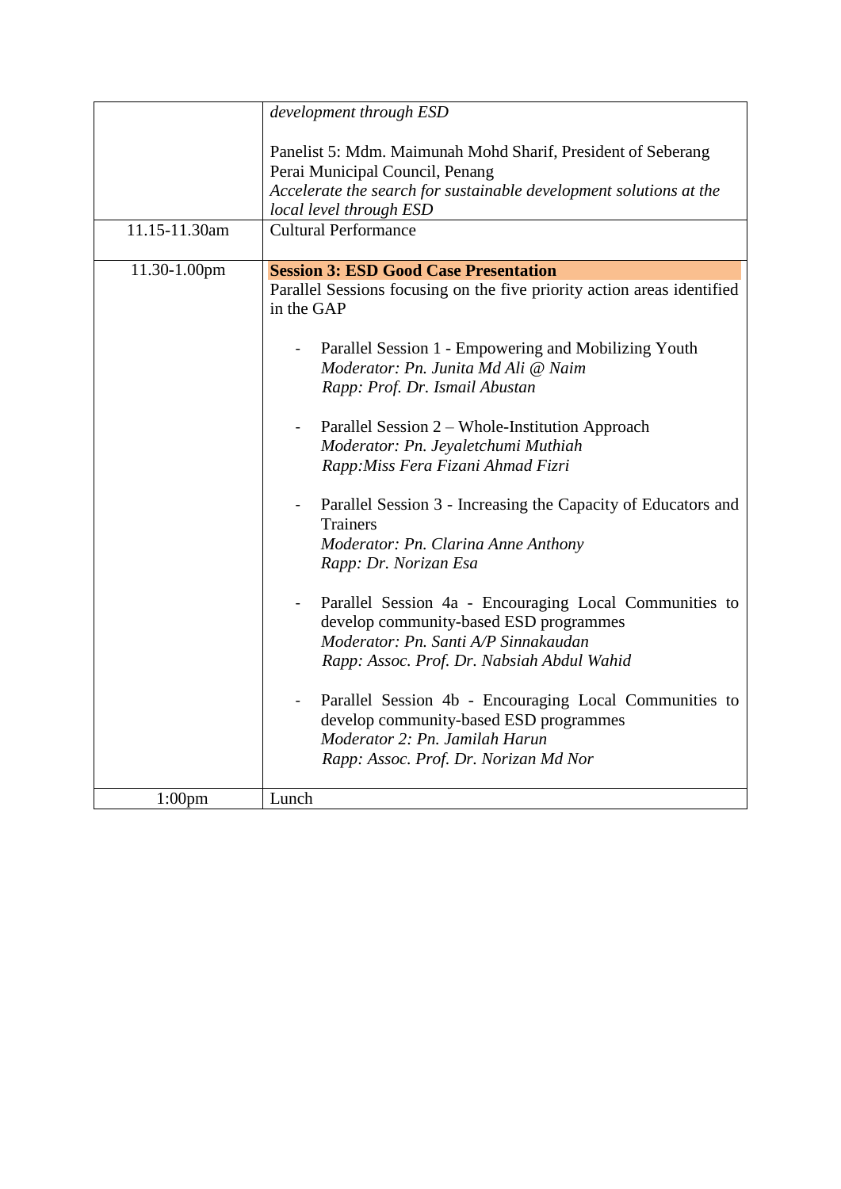| | |
|---|---|
| | *development through ESD*<br><br>Panelist 5: Mdm. Maimunah Mohd Sharif, President of Seberang Perai Municipal Council, Penang<br>*Accelerate the search for sustainable development solutions at the local level through ESD* |
| 11.15-11.30am | Cultural Performance |
| 11.30-1.00pm | **Session 3: ESD Good Case Presentation**<br>Parallel Sessions focusing on the five priority action areas identified in the GAP<br><br>- Parallel Session 1 - Empowering and Mobilizing Youth<br>*Moderator: Pn. Junita Md Ali @ Naim*<br>*Rapp: Prof. Dr. Ismail Abustan*<br><br>- Parallel Session 2 – Whole-Institution Approach<br>*Moderator: Pn. Jeyaletchumi Muthiah*<br>*Rapp:Miss Fera Fizani Ahmad Fizri*<br><br>- Parallel Session 3 - Increasing the Capacity of Educators and Trainers<br>*Moderator: Pn. Clarina Anne Anthony*<br>*Rapp: Dr. Norizan Esa*<br><br>- Parallel Session 4a - Encouraging Local Communities to develop community-based ESD programmes<br>*Moderator: Pn. Santi A/P Sinnakaudan*<br>*Rapp: Assoc. Prof. Dr. Nabsiah Abdul Wahid*<br><br>- Parallel Session 4b - Encouraging Local Communities to develop community-based ESD programmes<br>*Moderator 2: Pn. Jamilah Harun*<br>*Rapp: Assoc. Prof. Dr. Norizan Md Nor* |
| 1:00pm | Lunch |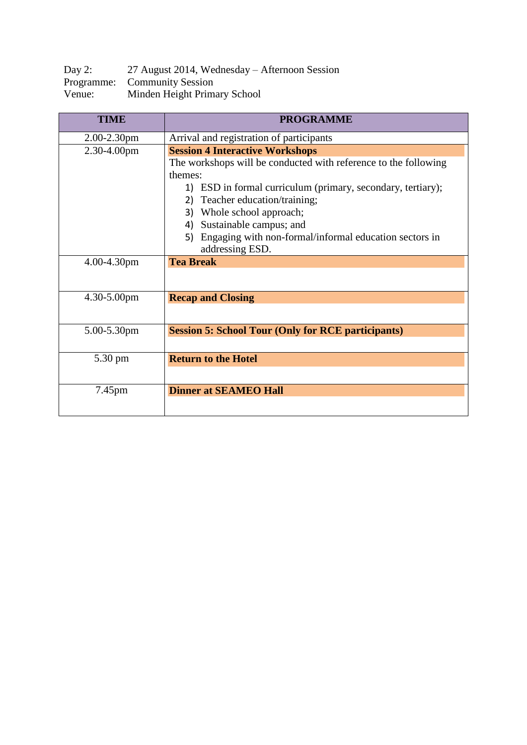Day 2: 27 August 2014, Wednesday – Afternoon Session
Programme: Community Session
Venue: Minden Height Primary School

| TIME | PROGRAMME |
|---|---|
| 2.00-2.30pm | Arrival and registration of participants |
| 2.30-4.00pm | **Session 4 Interactive Workshops**<br>The workshops will be conducted with reference to the following themes:<br>1) ESD in formal curriculum (primary, secondary, tertiary);<br>2) Teacher education/training;<br>3) Whole school approach;<br>4) Sustainable campus; and<br>5) Engaging with non-formal/informal education sectors in addressing ESD. |
| 4.00-4.30pm | **Tea Break** |
| 4.30-5.00pm | **Recap and Closing** |
| 5.00-5.30pm | **Session 5: School Tour (Only for RCE participants)** |
| 5.30 pm | **Return to the Hotel** |
| 7.45pm | **Dinner at SEAMEO Hall** |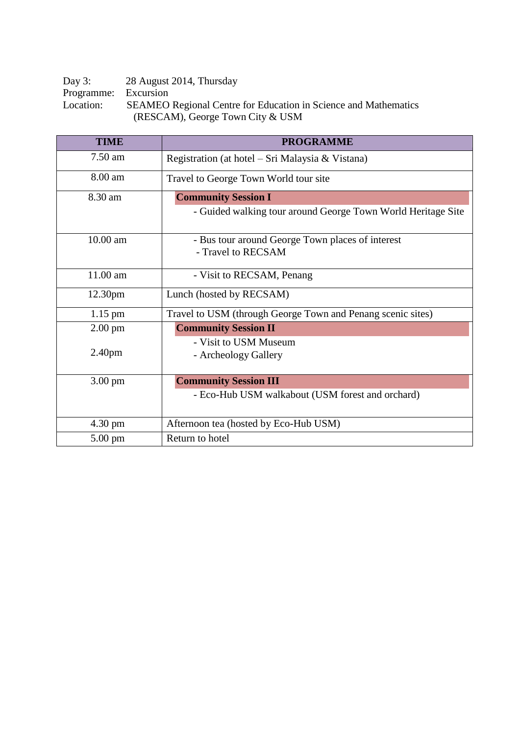Day 3: 28 August 2014, Thursday
Programme: Excursion
Location: SEAMEO Regional Centre for Education in Science and Mathematics (RESCAM), George Town City & USM

| TIME | PROGRAMME |
|---|---|
| 7.50 am | Registration (at hotel – Sri Malaysia & Vistana) |
| 8.00 am | Travel to George Town World tour site |
| 8.30 am | **Community Session I**<br>- Guided walking tour around George Town World Heritage Site |
| 10.00 am | - Bus tour around George Town places of interest<br>- Travel to RECSAM |
| 11.00 am | - Visit to RECSAM, Penang |
| 12.30pm | Lunch (hosted by RECSAM) |
| 1.15 pm | Travel to USM (through George Town and Penang scenic sites) |
| 2.00 pm<br><br>2.40pm | **Community Session II**<br>- Visit to USM Museum<br>- Archeology Gallery |
| 3.00 pm | **Community Session III**<br>- Eco-Hub USM walkabout (USM forest and orchard) |
| 4.30 pm | Afternoon tea (hosted by Eco-Hub USM) |
| 5.00 pm | Return to hotel |